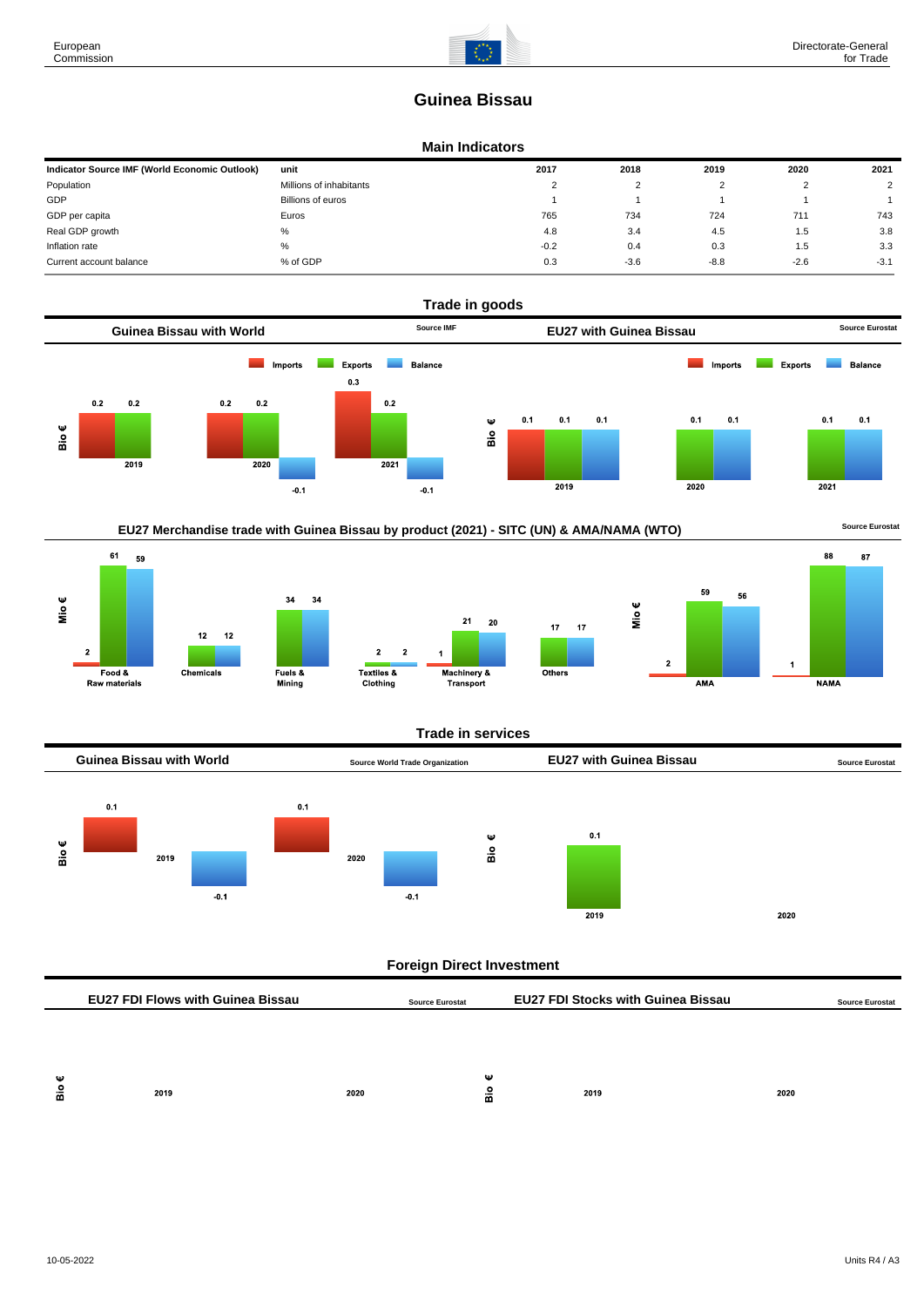# Guinea Bissau

## Main Indicators

| Indicator Source IMF (World Economic Outlook) | unit | 2017 | 2018 | 2019 | 2020 | 2021 |
|---|---|---|---|---|---|---|
| Population | Millions of inhabitants | 2 | 2 | 2 | 2 | 2 |
| GDP | Billions of euros | 1 | 1 | 1 | 1 | 1 |
| GDP per capita | Euros | 765 | 734 | 724 | 711 | 743 |
| Real GDP growth | % | 4.8 | 3.4 | 4.5 | 1.5 | 3.8 |
| Inflation rate | % | -0.2 | 0.4 | 0.3 | 1.5 | 3.3 |
| Current account balance | % of GDP | 0.3 | -3.6 | -8.8 | -2.6 | -3.1 |

## Trade in goods

### Guinea Bissau with World

Source IMF

Bio €

| | Imports | Exports | Balance |
|---|---|---|---|
| 2019 | 0.2 | 0.2 | |
| 2020 | 0.2 | 0.2 | -0.1 |
| 2021 | 0.3 | 0.2 | -0.1 |

### EU27 with Guinea Bissau

Source Eurostat

Bio €

| | Imports | Exports | Balance |
|---|---|---|---|
| 2019 | 0.1 | 0.1 | 0.1 |
| 2020 | | 0.1 | 0.1 |
| 2021 | | 0.1 | 0.1 |

### EU27 Merchandise trade with Guinea Bissau by product (2021) - SITC (UN) & AMA/NAMA (WTO)

Source Eurostat

Mio €

| | Imports | Exports | Balance |
|---|---|---|---|
| Food & Raw materials | 2 | 61 | 59 |
| Chemicals | | 12 | 12 |
| Fuels & Mining | | 34 | 34 |
| Textiles & Clothing | | 2 | 2 |
| Machinery & Transport | 1 | 21 | 20 |
| Others | | 17 | 17 |
| AMA | 2 | 59 | 56 |
| NAMA | 1 | 88 | 87 |

## Trade in services

### Guinea Bissau with World

Source World Trade Organization

Bio €

| | Imports | Exports | Balance |
|---|---|---|---|
| 2019 | 0.1 | | -0.1 |
| 2020 | 0.1 | | -0.1 |

### EU27 with Guinea Bissau

Source Eurostat

Bio €

| | Imports | Exports | Balance |
|---|---|---|---|
| 2019 | | 0.1 | |
| 2020 | | | |

## Foreign Direct Investment

### EU27 FDI Flows with Guinea Bissau

Source Eurostat

Bio €

| 2019 | 2020 |
|---|---|
| | |

### EU27 FDI Stocks with Guinea Bissau

Source Eurostat

Bio €

| 2019 | 2020 |
|---|---|
| | |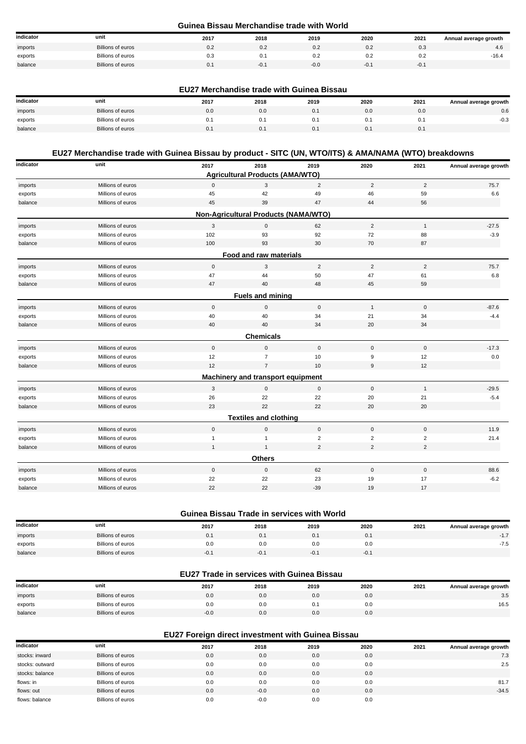## Guinea Bissau Merchandise trade with World

| indicator | unit | 2017 | 2018 | 2019 | 2020 | 2021 | Annual average growth |
|---|---|---|---|---|---|---|---|
| imports | Billions of euros | 0.2 | 0.2 | 0.2 | 0.2 | 0.3 | 4.6 |
| exports | Billions of euros | 0.3 | 0.1 | 0.2 | 0.2 | 0.2 | -16.4 |
| balance | Billions of euros | 0.1 | -0.1 | -0.0 | -0.1 | -0.1 | |

## EU27 Merchandise trade with Guinea Bissau

| indicator | unit | 2017 | 2018 | 2019 | 2020 | 2021 | Annual average growth |
|---|---|---|---|---|---|---|---|
| imports | Billions of euros | 0.0 | 0.0 | 0.1 | 0.0 | 0.0 | 0.6 |
| exports | Billions of euros | 0.1 | 0.1 | 0.1 | 0.1 | 0.1 | -0.3 |
| balance | Billions of euros | 0.1 | 0.1 | 0.1 | 0.1 | 0.1 | |

## EU27 Merchandise trade with Guinea Bissau by product - SITC (UN, WTO/ITS) & AMA/NAMA (WTO) breakdowns

| indicator | unit | 2017 | 2018 | 2019 | 2020 | 2021 | Annual average growth |
|---|---|---|---|---|---|---|---|
| | | | **Agricultural Products (AMA/WTO)** | | | | |
| imports | Millions of euros | 0 | 3 | 2 | 2 | 2 | 75.7 |
| exports | Millions of euros | 45 | 42 | 49 | 46 | 59 | 6.6 |
| balance | Millions of euros | 45 | 39 | 47 | 44 | 56 | |
| | | | **Non-Agricultural Products (NAMA/WTO)** | | | | |
| imports | Millions of euros | 3 | 0 | 62 | 2 | 1 | -27.5 |
| exports | Millions of euros | 102 | 93 | 92 | 72 | 88 | -3.9 |
| balance | Millions of euros | 100 | 93 | 30 | 70 | 87 | |
| | | | **Food and raw materials** | | | | |
| imports | Millions of euros | 0 | 3 | 2 | 2 | 2 | 75.7 |
| exports | Millions of euros | 47 | 44 | 50 | 47 | 61 | 6.8 |
| balance | Millions of euros | 47 | 40 | 48 | 45 | 59 | |
| | | | **Fuels and mining** | | | | |
| imports | Millions of euros | 0 | 0 | 0 | 1 | 0 | -87.6 |
| exports | Millions of euros | 40 | 40 | 34 | 21 | 34 | -4.4 |
| balance | Millions of euros | 40 | 40 | 34 | 20 | 34 | |
| | | | **Chemicals** | | | | |
| imports | Millions of euros | 0 | 0 | 0 | 0 | 0 | -17.3 |
| exports | Millions of euros | 12 | 7 | 10 | 9 | 12 | 0.0 |
| balance | Millions of euros | 12 | 7 | 10 | 9 | 12 | |
| | | | **Machinery and transport equipment** | | | | |
| imports | Millions of euros | 3 | 0 | 0 | 0 | 1 | -29.5 |
| exports | Millions of euros | 26 | 22 | 22 | 20 | 21 | -5.4 |
| balance | Millions of euros | 23 | 22 | 22 | 20 | 20 | |
| | | | **Textiles and clothing** | | | | |
| imports | Millions of euros | 0 | 0 | 0 | 0 | 0 | 11.9 |
| exports | Millions of euros | 1 | 1 | 2 | 2 | 2 | 21.4 |
| balance | Millions of euros | 1 | 1 | 2 | 2 | 2 | |
| | | | **Others** | | | | |
| imports | Millions of euros | 0 | 0 | 62 | 0 | 0 | 88.6 |
| exports | Millions of euros | 22 | 22 | 23 | 19 | 17 | -6.2 |
| balance | Millions of euros | 22 | 22 | -39 | 19 | 17 | |

## Guinea Bissau Trade in services with World

| indicator | unit | 2017 | 2018 | 2019 | 2020 | 2021 | Annual average growth |
|---|---|---|---|---|---|---|---|
| imports | Billions of euros | 0.1 | 0.1 | 0.1 | 0.1 | | -1.7 |
| exports | Billions of euros | 0.0 | 0.0 | 0.0 | 0.0 | | -7.5 |
| balance | Billions of euros | -0.1 | -0.1 | -0.1 | -0.1 | | |

## EU27 Trade in services with Guinea Bissau

| indicator | unit | 2017 | 2018 | 2019 | 2020 | 2021 | Annual average growth |
|---|---|---|---|---|---|---|---|
| imports | Billions of euros | 0.0 | 0.0 | 0.0 | 0.0 | | 3.5 |
| exports | Billions of euros | 0.0 | 0.0 | 0.1 | 0.0 | | 16.5 |
| balance | Billions of euros | -0.0 | 0.0 | 0.0 | 0.0 | | |

## EU27 Foreign direct investment with Guinea Bissau

| indicator | unit | 2017 | 2018 | 2019 | 2020 | 2021 | Annual average growth |
|---|---|---|---|---|---|---|---|
| stocks: inward | Billions of euros | 0.0 | 0.0 | 0.0 | 0.0 | | 7.3 |
| stocks: outward | Billions of euros | 0.0 | 0.0 | 0.0 | 0.0 | | 2.5 |
| stocks: balance | Billions of euros | 0.0 | 0.0 | 0.0 | 0.0 | | |
| flows: in | Billions of euros | 0.0 | 0.0 | 0.0 | 0.0 | | 81.7 |
| flows: out | Billions of euros | 0.0 | -0.0 | 0.0 | 0.0 | | -34.5 |
| flows: balance | Billions of euros | 0.0 | -0.0 | 0.0 | 0.0 | | |